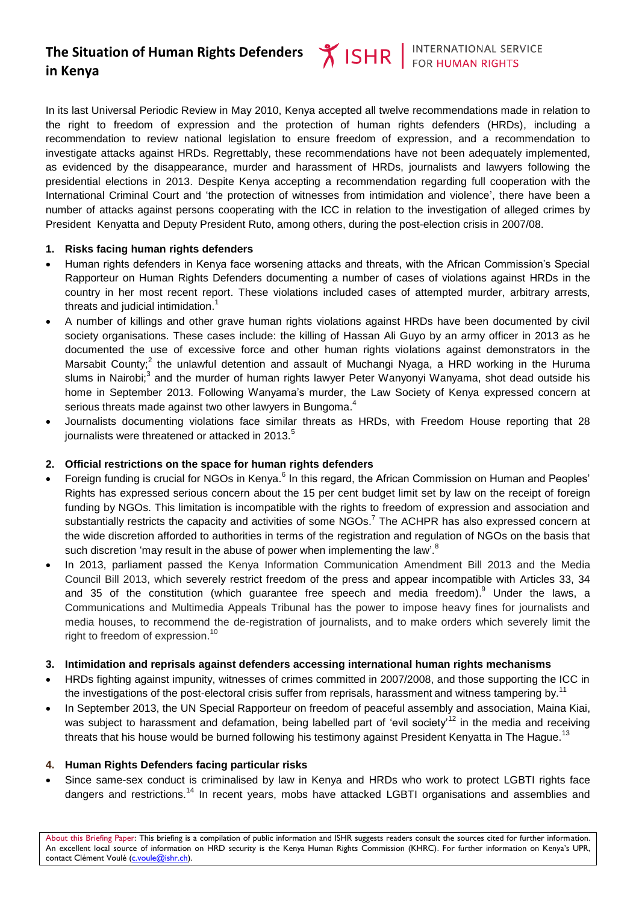# The Situation of Human Rights Defenders in Kenya

ISHR | INTERNATIONAL SERVICE FOR HUMAN RIGHTS

In its last Universal Periodic Review in May 2010, Kenya accepted all twelve recommendations made in relation to the right to freedom of expression and the protection of human rights defenders (HRDs), including a recommendation to review national legislation to ensure freedom of expression, and a recommendation to investigate attacks against HRDs. Regrettably, these recommendations have not been adequately implemented, as evidenced by the disappearance, murder and harassment of HRDs, journalists and lawyers following the presidential elections in 2013. Despite Kenya accepting a recommendation regarding full cooperation with the International Criminal Court and 'the protection of witnesses from intimidation and violence', there have been a number of attacks against persons cooperating with the ICC in relation to the investigation of alleged crimes by President Kenyatta and Deputy President Ruto, among others, during the post-election crisis in 2007/08.

## 1. Risks facing human rights defenders

- Human rights defenders in Kenya face worsening attacks and threats, with the African Commission's Special Rapporteur on Human Rights Defenders documenting a number of cases of violations against HRDs in the country in her most recent report. These violations included cases of attempted murder, arbitrary arrests, threats and judicial intimidation.[1]
- A number of killings and other grave human rights violations against HRDs have been documented by civil society organisations. These cases include: the killing of Hassan Ali Guyo by an army officer in 2013 as he documented the use of excessive force and other human rights violations against demonstrators in the Marsabit County;[2] the unlawful detention and assault of Muchangi Nyaga, a HRD working in the Huruma slums in Nairobi;[3] and the murder of human rights lawyer Peter Wanyonyi Wanyama, shot dead outside his home in September 2013. Following Wanyama's murder, the Law Society of Kenya expressed concern at serious threats made against two other lawyers in Bungoma.[4]
- Journalists documenting violations face similar threats as HRDs, with Freedom House reporting that 28 journalists were threatened or attacked in 2013.[5]

## 2. Official restrictions on the space for human rights defenders

- Foreign funding is crucial for NGOs in Kenya.[6] In this regard, the African Commission on Human and Peoples' Rights has expressed serious concern about the 15 per cent budget limit set by law on the receipt of foreign funding by NGOs. This limitation is incompatible with the rights to freedom of expression and association and substantially restricts the capacity and activities of some NGOs.[7] The ACHPR has also expressed concern at the wide discretion afforded to authorities in terms of the registration and regulation of NGOs on the basis that such discretion 'may result in the abuse of power when implementing the law'.[8]
- In 2013, parliament passed the Kenya Information Communication Amendment Bill 2013 and the Media Council Bill 2013, which severely restrict freedom of the press and appear incompatible with Articles 33, 34 and 35 of the constitution (which guarantee free speech and media freedom).[9] Under the laws, a Communications and Multimedia Appeals Tribunal has the power to impose heavy fines for journalists and media houses, to recommend the de-registration of journalists, and to make orders which severely limit the right to freedom of expression.[10]

## 3. Intimidation and reprisals against defenders accessing international human rights mechanisms

- HRDs fighting against impunity, witnesses of crimes committed in 2007/2008, and those supporting the ICC in the investigations of the post-electoral crisis suffer from reprisals, harassment and witness tampering by.[11]
- In September 2013, the UN Special Rapporteur on freedom of peaceful assembly and association, Maina Kiai, was subject to harassment and defamation, being labelled part of 'evil society'[12] in the media and receiving threats that his house would be burned following his testimony against President Kenyatta in The Hague.[13]

## 4. Human Rights Defenders facing particular risks

- Since same-sex conduct is criminalised by law in Kenya and HRDs who work to protect LGBTI rights face dangers and restrictions.[14] In recent years, mobs have attacked LGBTI organisations and assemblies and

About this Briefing Paper: This briefing is a compilation of public information and ISHR suggests readers consult the sources cited for further information. An excellent local source of information on HRD security is the Kenya Human Rights Commission (KHRC). For further information on Kenya's UPR, contact Clément Voulé (c.voule@ishr.ch).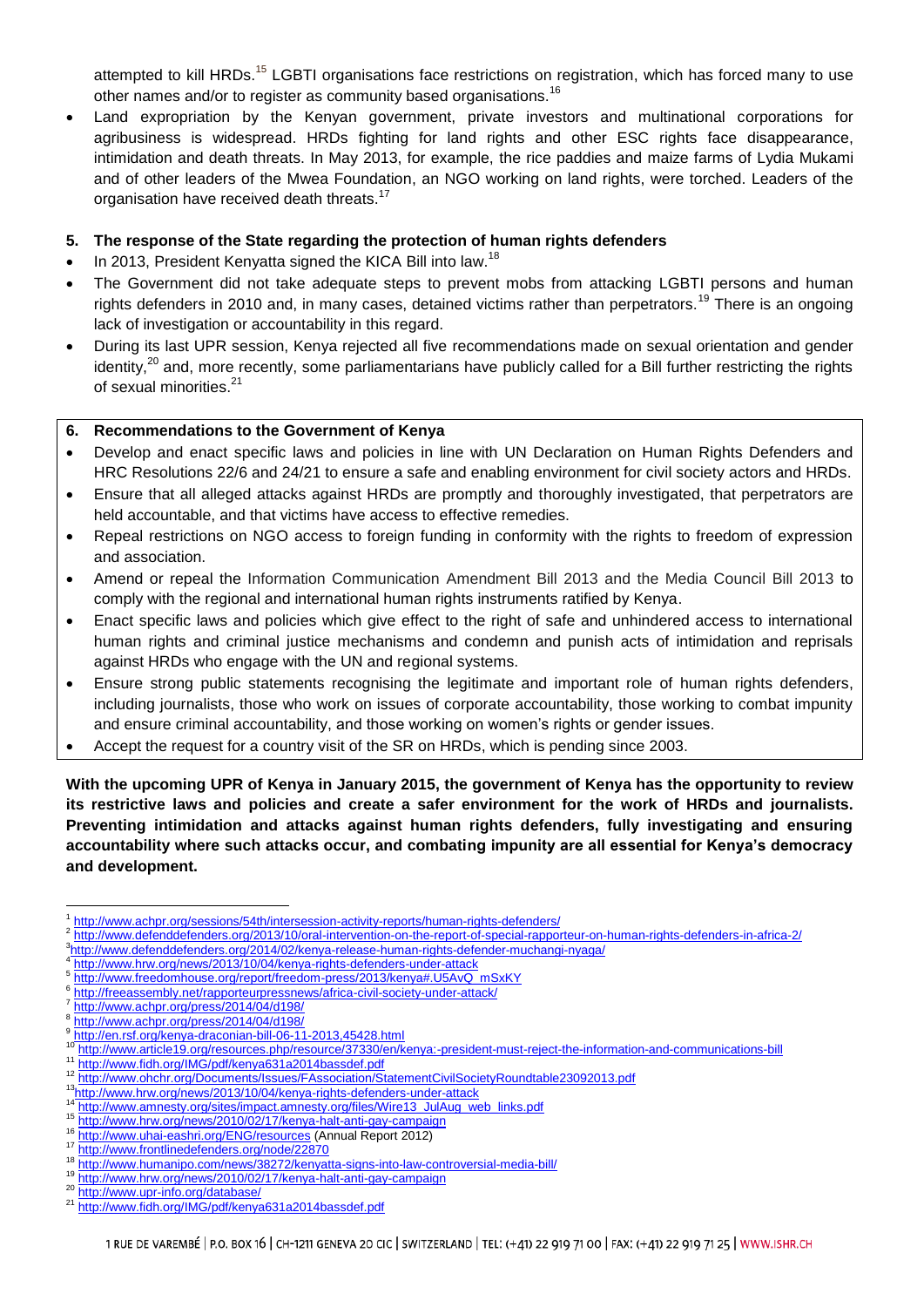attempted to kill HRDs.[15] LGBTI organisations face restrictions on registration, which has forced many to use other names and/or to register as community based organisations.[16]

- Land expropriation by the Kenyan government, private investors and multinational corporations for agribusiness is widespread. HRDs fighting for land rights and other ESC rights face disappearance, intimidation and death threats. In May 2013, for example, the rice paddies and maize farms of Lydia Mukami and of other leaders of the Mwea Foundation, an NGO working on land rights, were torched. Leaders of the organisation have received death threats.[17]

**5. The response of the State regarding the protection of human rights defenders**

- In 2013, President Kenyatta signed the KICA Bill into law.[18]
- The Government did not take adequate steps to prevent mobs from attacking LGBTI persons and human rights defenders in 2010 and, in many cases, detained victims rather than perpetrators.[19] There is an ongoing lack of investigation or accountability in this regard.
- During its last UPR session, Kenya rejected all five recommendations made on sexual orientation and gender identity,[20] and, more recently, some parliamentarians have publicly called for a Bill further restricting the rights of sexual minorities.[21]

**6. Recommendations to the Government of Kenya**

- Develop and enact specific laws and policies in line with UN Declaration on Human Rights Defenders and HRC Resolutions 22/6 and 24/21 to ensure a safe and enabling environment for civil society actors and HRDs.
- Ensure that all alleged attacks against HRDs are promptly and thoroughly investigated, that perpetrators are held accountable, and that victims have access to effective remedies.
- Repeal restrictions on NGO access to foreign funding in conformity with the rights to freedom of expression and association.
- Amend or repeal the Information Communication Amendment Bill 2013 and the Media Council Bill 2013 to comply with the regional and international human rights instruments ratified by Kenya.
- Enact specific laws and policies which give effect to the right of safe and unhindered access to international human rights and criminal justice mechanisms and condemn and punish acts of intimidation and reprisals against HRDs who engage with the UN and regional systems.
- Ensure strong public statements recognising the legitimate and important role of human rights defenders, including journalists, those who work on issues of corporate accountability, those working to combat impunity and ensure criminal accountability, and those working on women's rights or gender issues.
- Accept the request for a country visit of the SR on HRDs, which is pending since 2003.

**With the upcoming UPR of Kenya in January 2015, the government of Kenya has the opportunity to review its restrictive laws and policies and create a safer environment for the work of HRDs and journalists. Preventing intimidation and attacks against human rights defenders, fully investigating and ensuring accountability where such attacks occur, and combating impunity are all essential for Kenya's democracy and development.**

---

[1] http://www.achpr.org/sessions/54th/intersession-activity-reports/human-rights-defenders/
[2] http://www.defenddefenders.org/2013/10/oral-intervention-on-the-report-of-special-rapporteur-on-human-rights-defenders-in-africa-2/
[3] http://www.defenddefenders.org/2014/02/kenya-release-human-rights-defender-muchangi-nyaga/
[4] http://www.hrw.org/news/2013/10/04/kenya-rights-defenders-under-attack
[5] http://www.freedomhouse.org/report/freedom-press/2013/kenya#.U5AvQ_mSxKY
[6] http://freeassembly.net/rapporteurpressnews/africa-civil-society-under-attack/
[7] http://www.achpr.org/press/2014/04/d198/
[8] http://www.achpr.org/press/2014/04/d198/
[9] http://en.rsf.org/kenya-draconian-bill-06-11-2013,45428.html
[10] http://www.article19.org/resources.php/resource/37330/en/kenya:-president-must-reject-the-information-and-communications-bill
[11] http://www.fidh.org/IMG/pdf/kenya631a2014bassdef.pdf
[12] http://www.ohchr.org/Documents/Issues/FAssociation/StatementCivilSocietyRoundtable23092013.pdf
[13] http://www.hrw.org/news/2013/10/04/kenya-rights-defenders-under-attack
[14] http://www.amnesty.org/sites/impact.amnesty.org/files/Wire13_JulAug_web_links.pdf
[15] http://www.hrw.org/news/2010/02/17/kenya-halt-anti-gay-campaign
[16] http://www.uhai-eashri.org/ENG/resources (Annual Report 2012)
[17] http://www.frontlinedefenders.org/node/22870
[18] http://www.humanipo.com/news/38272/kenyatta-signs-into-law-controversial-media-bill/
[19] http://www.hrw.org/news/2010/02/17/kenya-halt-anti-gay-campaign
[20] http://www.upr-info.org/database/
[21] http://www.fidh.org/IMG/pdf/kenya631a2014bassdef.pdf